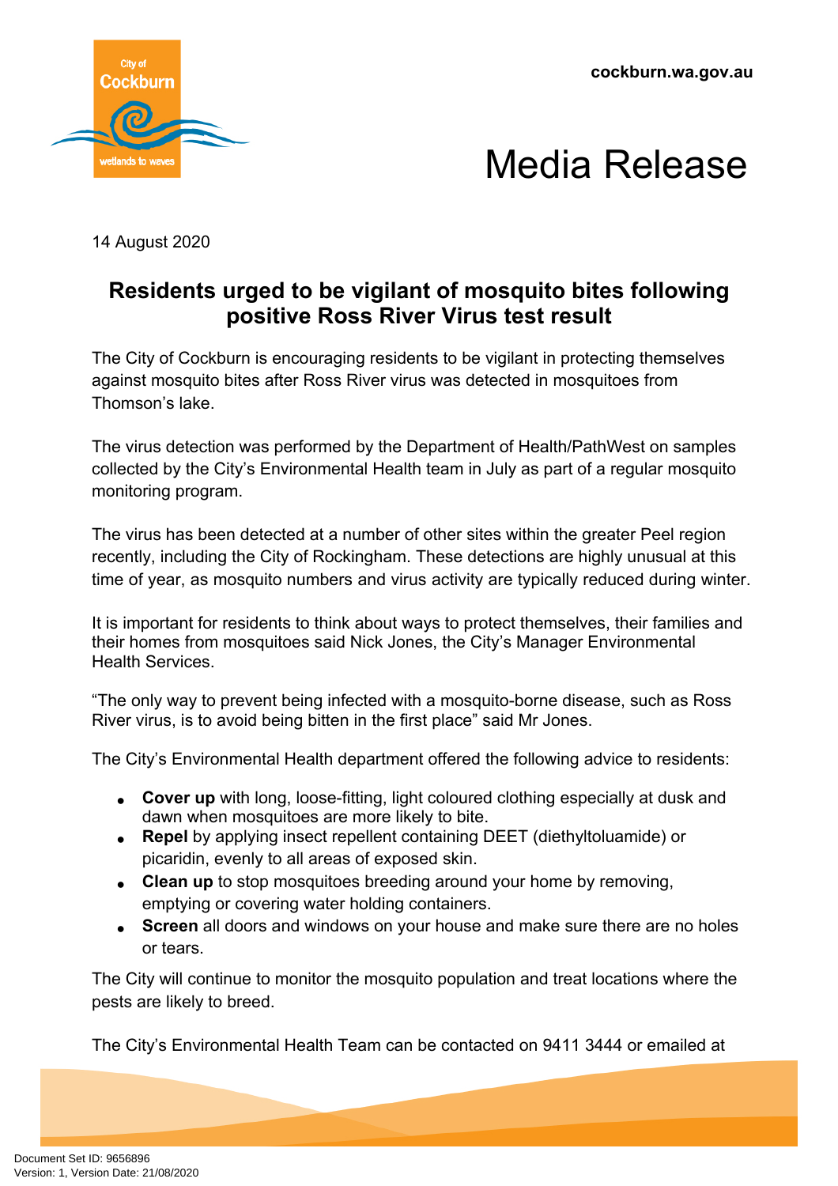cockburn.wa.gov.au

# Media Release

14 August 2020

## Residents urged to be vigilant of mosquito bites following positive Ross River Virus test result

The City of Cockburn is encouraging residents to be vigilant in protecting themselves against mosquito bites after Ross River virus was detected in mosquitoes from Thomson's lake.

The virus detection was performed by the Department of Health/PathWest on samples collected by the City's Environmental Health team in July as part of a regular mosquito monitoring program.

The virus has been detected at a number of other sites within the greater Peel region recently, including the City of Rockingham. These detections are highly unusual at this time of year, as mosquito numbers and virus activity are typically reduced during winter.

It is important for residents to think about ways to protect themselves, their families and their homes from mosquitoes said Nick Jones, the City's Manager Environmental Health Services.

"The only way to prevent being infected with a mosquito-borne disease, such as Ross River virus, is to avoid being bitten in the first place" said Mr Jones.

The City's Environmental Health department offered the following advice to residents:

- **Cover up** with long, loose-fitting, light coloured clothing especially at dusk and dawn when mosquitoes are more likely to bite.
- **Repel** by applying insect repellent containing DEET (diethyltoluamide) or picaridin, evenly to all areas of exposed skin.
- **Clean up** to stop mosquitoes breeding around your home by removing, emptying or covering water holding containers.
- **Screen** all doors and windows on your house and make sure there are no holes or tears.

The City will continue to monitor the mosquito population and treat locations where the pests are likely to breed.

The City's Environmental Health Team can be contacted on 9411 3444 or emailed at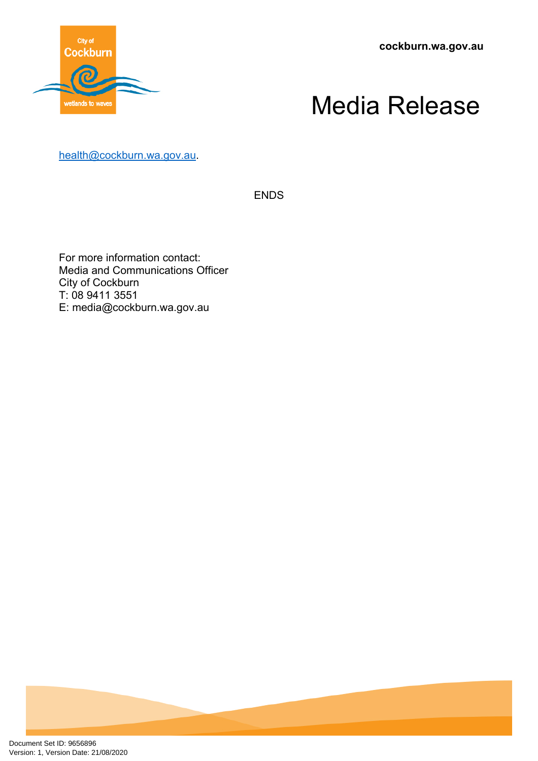health@cockburn.wa.gov.au.

ENDS

For more information contact:
Media and Communications Officer
City of Cockburn
T: 08 9411 3551
E: media@cockburn.wa.gov.au